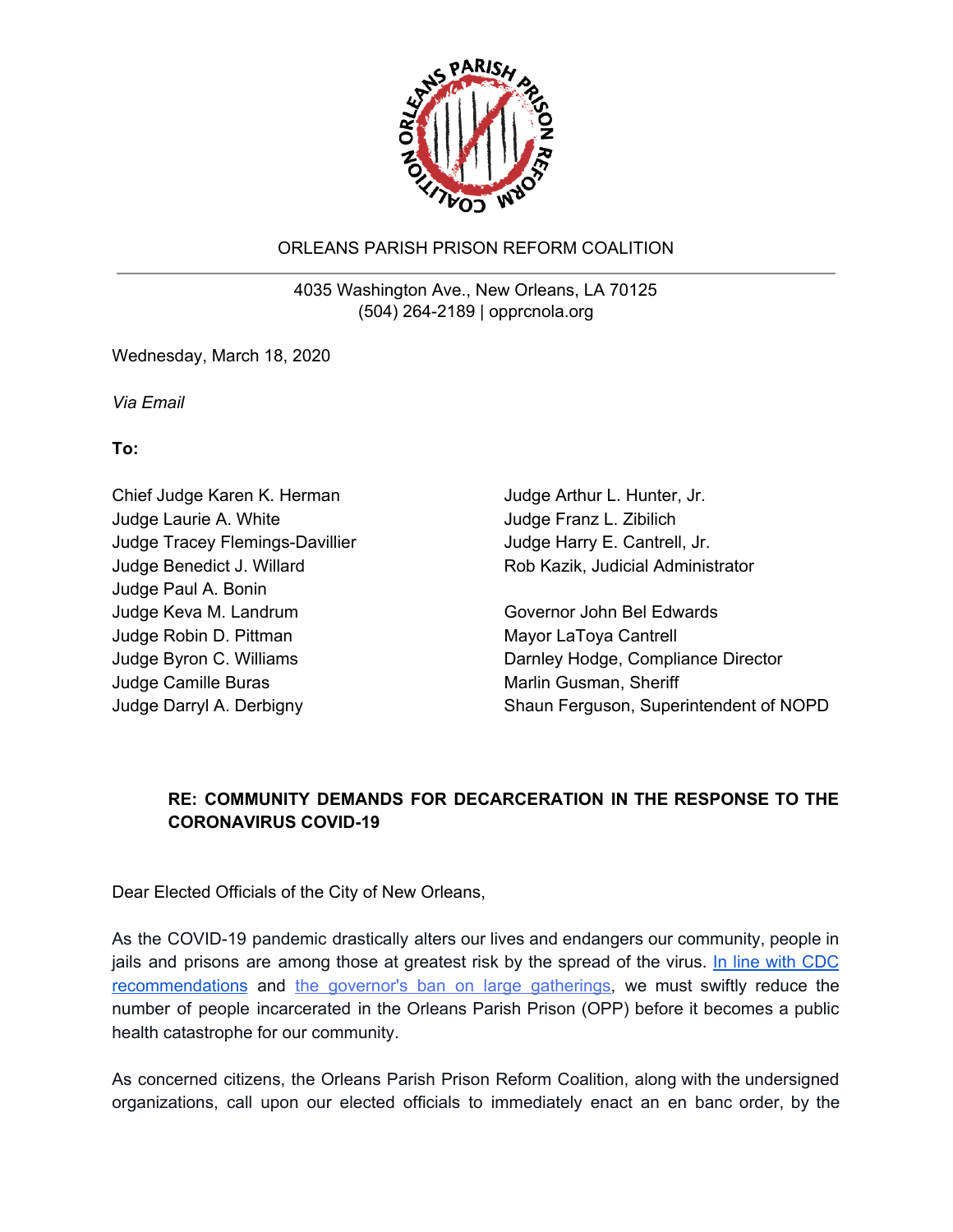ORLEANS PARISH PRISON REFORM COALITION

4035 Washington Ave., New Orleans, LA 70125
(504) 264-2189 | opprcnola.org

Wednesday, March 18, 2020

*Via Email*

**To:**

Chief Judge Karen K. Herman
Judge Laurie A. White
Judge Tracey Flemings-Davillier
Judge Benedict J. Willard
Judge Paul A. Bonin
Judge Keva M. Landrum
Judge Robin D. Pittman
Judge Byron C. Williams
Judge Camille Buras
Judge Darryl A. Derbigny
Judge Arthur L. Hunter, Jr.
Judge Franz L. Zibilich
Judge Harry E. Cantrell, Jr.
Rob Kazik, Judicial Administrator

Governor John Bel Edwards
Mayor LaToya Cantrell
Darnley Hodge, Compliance Director
Marlin Gusman, Sheriff
Shaun Ferguson, Superintendent of NOPD

**RE: COMMUNITY DEMANDS FOR DECARCERATION IN THE RESPONSE TO THE CORONAVIRUS COVID-19**

Dear Elected Officials of the City of New Orleans,

As the COVID-19 pandemic drastically alters our lives and endangers our community, people in jails and prisons are among those at greatest risk by the spread of the virus. In line with CDC recommendations and the governor's ban on large gatherings, we must swiftly reduce the number of people incarcerated in the Orleans Parish Prison (OPP) before it becomes a public health catastrophe for our community.

As concerned citizens, the Orleans Parish Prison Reform Coalition, along with the undersigned organizations, call upon our elected officials to immediately enact an en banc order, by the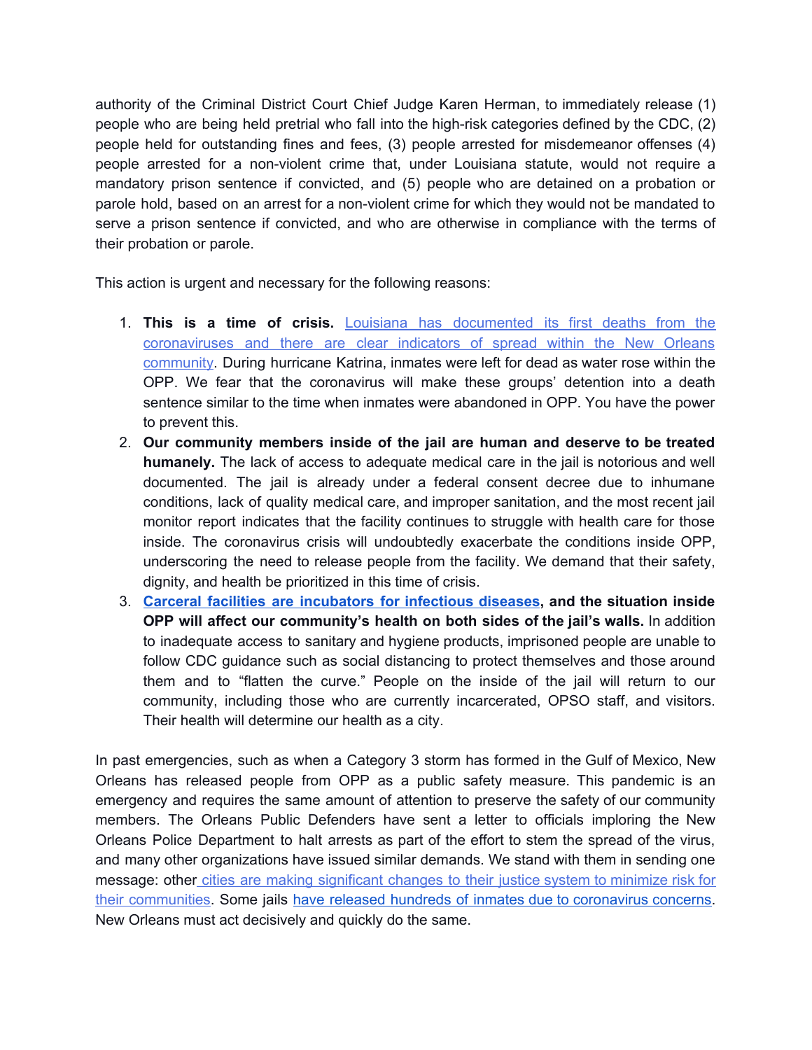authority of the Criminal District Court Chief Judge Karen Herman, to immediately release (1) people who are being held pretrial who fall into the high-risk categories defined by the CDC, (2) people held for outstanding fines and fees, (3) people arrested for misdemeanor offenses (4) people arrested for a non-violent crime that, under Louisiana statute, would not require a mandatory prison sentence if convicted, and (5) people who are detained on a probation or parole hold, based on an arrest for a non-violent crime for which they would not be mandated to serve a prison sentence if convicted, and who are otherwise in compliance with the terms of their probation or parole.

This action is urgent and necessary for the following reasons:

1. **This is a time of crisis.** Louisiana has documented its first deaths from the coronaviruses and there are clear indicators of spread within the New Orleans community. During hurricane Katrina, inmates were left for dead as water rose within the OPP. We fear that the coronavirus will make these groups' detention into a death sentence similar to the time when inmates were abandoned in OPP. You have the power to prevent this.
2. **Our community members inside of the jail are human and deserve to be treated humanely.** The lack of access to adequate medical care in the jail is notorious and well documented. The jail is already under a federal consent decree due to inhumane conditions, lack of quality medical care, and improper sanitation, and the most recent jail monitor report indicates that the facility continues to struggle with health care for those inside. The coronavirus crisis will undoubtedly exacerbate the conditions inside OPP, underscoring the need to release people from the facility. We demand that their safety, dignity, and health be prioritized in this time of crisis.
3. **Carceral facilities are incubators for infectious diseases, and the situation inside OPP will affect our community's health on both sides of the jail's walls.** In addition to inadequate access to sanitary and hygiene products, imprisoned people are unable to follow CDC guidance such as social distancing to protect themselves and those around them and to "flatten the curve." People on the inside of the jail will return to our community, including those who are currently incarcerated, OPSO staff, and visitors. Their health will determine our health as a city.

In past emergencies, such as when a Category 3 storm has formed in the Gulf of Mexico, New Orleans has released people from OPP as a public safety measure. This pandemic is an emergency and requires the same amount of attention to preserve the safety of our community members. The Orleans Public Defenders have sent a letter to officials imploring the New Orleans Police Department to halt arrests as part of the effort to stem the spread of the virus, and many other organizations have issued similar demands. We stand with them in sending one message: other cities are making significant changes to their justice system to minimize risk for their communities. Some jails have released hundreds of inmates due to coronavirus concerns. New Orleans must act decisively and quickly do the same.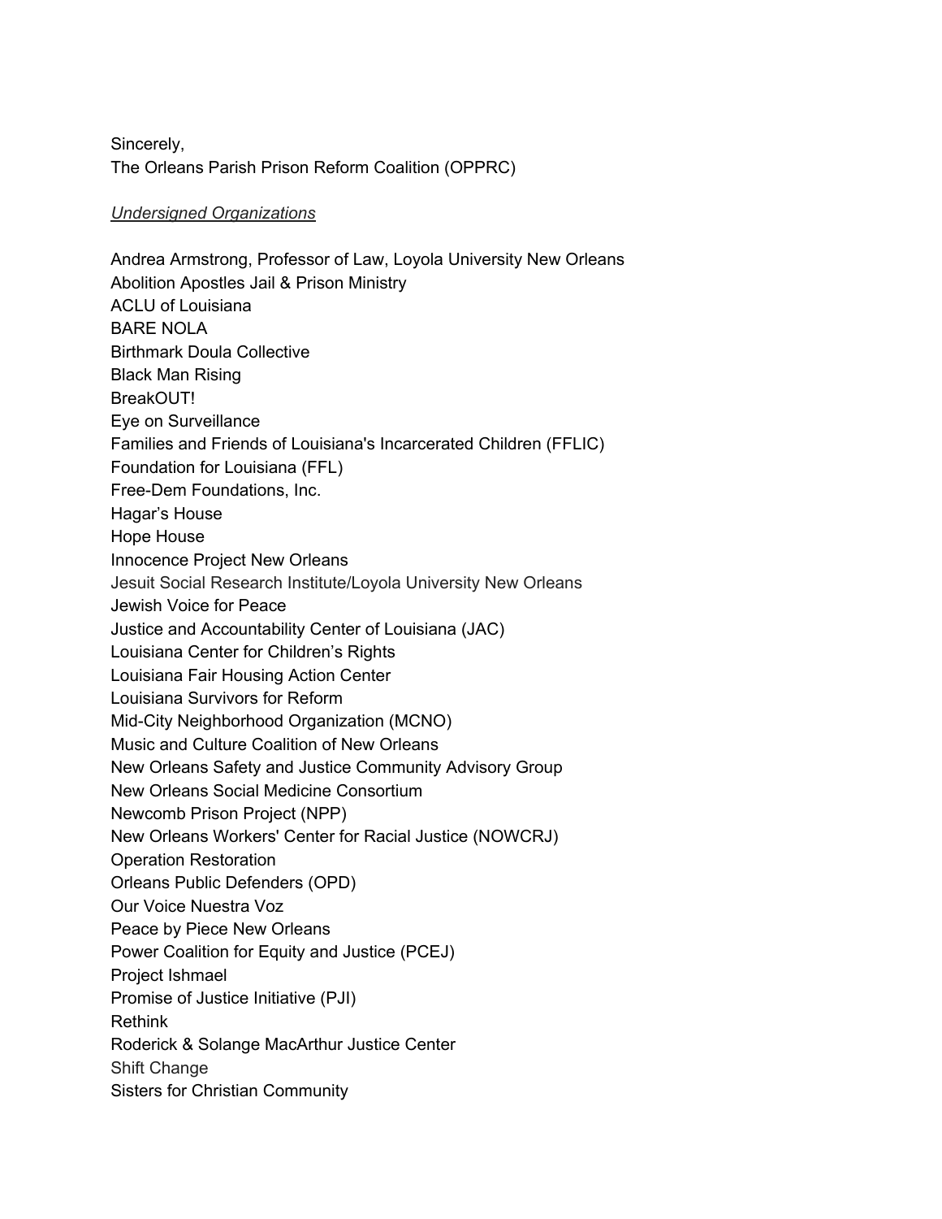Sincerely,
The Orleans Parish Prison Reform Coalition (OPPRC)

*Undersigned Organizations*

Andrea Armstrong, Professor of Law, Loyola University New Orleans
Abolition Apostles Jail & Prison Ministry
ACLU of Louisiana
BARE NOLA
Birthmark Doula Collective
Black Man Rising
BreakOUT!
Eye on Surveillance
Families and Friends of Louisiana's Incarcerated Children (FFLIC)
Foundation for Louisiana (FFL)
Free-Dem Foundations, Inc.
Hagar's House
Hope House
Innocence Project New Orleans
Jesuit Social Research Institute/Loyola University New Orleans
Jewish Voice for Peace
Justice and Accountability Center of Louisiana (JAC)
Louisiana Center for Children's Rights
Louisiana Fair Housing Action Center
Louisiana Survivors for Reform
Mid-City Neighborhood Organization (MCNO)
Music and Culture Coalition of New Orleans
New Orleans Safety and Justice Community Advisory Group
New Orleans Social Medicine Consortium
Newcomb Prison Project (NPP)
New Orleans Workers' Center for Racial Justice (NOWCRJ)
Operation Restoration
Orleans Public Defenders (OPD)
Our Voice Nuestra Voz
Peace by Piece New Orleans
Power Coalition for Equity and Justice (PCEJ)
Project Ishmael
Promise of Justice Initiative (PJI)
Rethink
Roderick & Solange MacArthur Justice Center
Shift Change
Sisters for Christian Community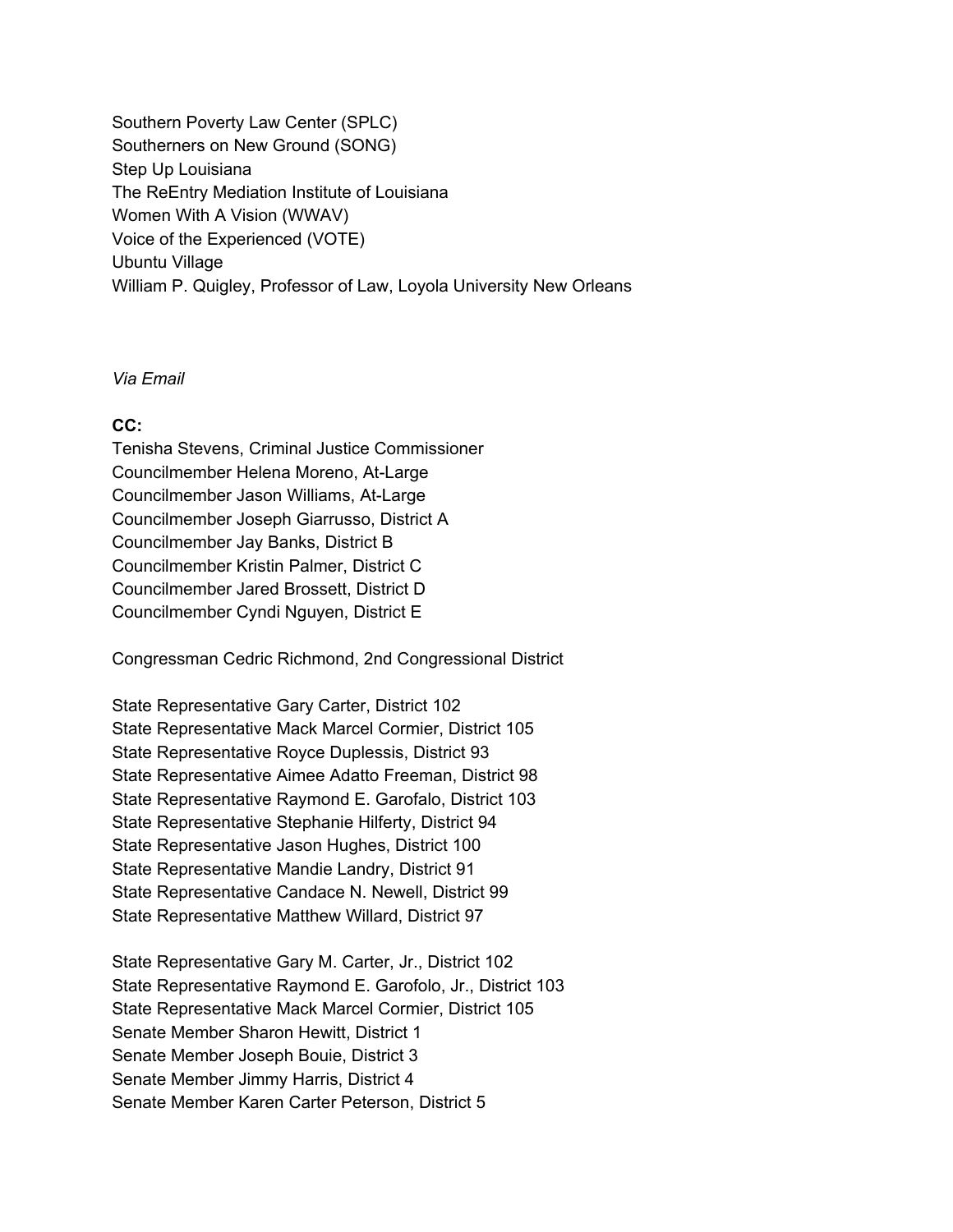Southern Poverty Law Center (SPLC)
Southerners on New Ground (SONG)
Step Up Louisiana
The ReEntry Mediation Institute of Louisiana
Women With A Vision (WWAV)
Voice of the Experienced (VOTE)
Ubuntu Village
William P. Quigley, Professor of Law, Loyola University New Orleans

*Via Email*

**CC:**
Tenisha Stevens, Criminal Justice Commissioner
Councilmember Helena Moreno, At-Large
Councilmember Jason Williams, At-Large
Councilmember Joseph Giarrusso, District A
Councilmember Jay Banks, District B
Councilmember Kristin Palmer, District C
Councilmember Jared Brossett, District D
Councilmember Cyndi Nguyen, District E

Congressman Cedric Richmond, 2nd Congressional District

State Representative Gary Carter, District 102
State Representative Mack Marcel Cormier, District 105
State Representative Royce Duplessis, District 93
State Representative Aimee Adatto Freeman, District 98
State Representative Raymond E. Garofalo, District 103
State Representative Stephanie Hilferty, District 94
State Representative Jason Hughes, District 100
State Representative Mandie Landry, District 91
State Representative Candace N. Newell, District 99
State Representative Matthew Willard, District 97

State Representative Gary M. Carter, Jr., District 102
State Representative Raymond E. Garofolo, Jr., District 103
State Representative Mack Marcel Cormier, District 105
Senate Member Sharon Hewitt, District 1
Senate Member Joseph Bouie, District 3
Senate Member Jimmy Harris, District 4
Senate Member Karen Carter Peterson, District 5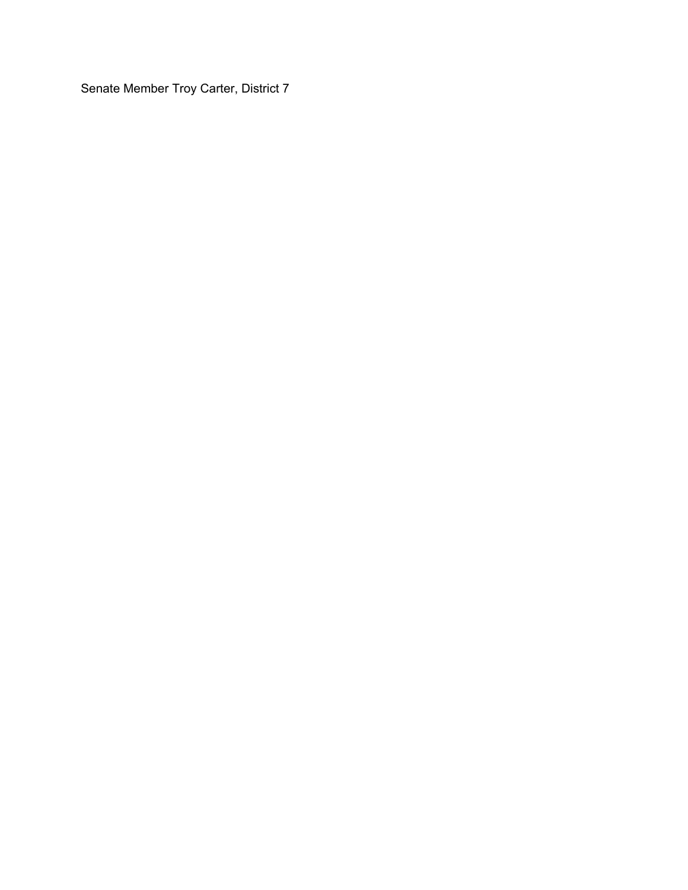Senate Member Troy Carter, District 7